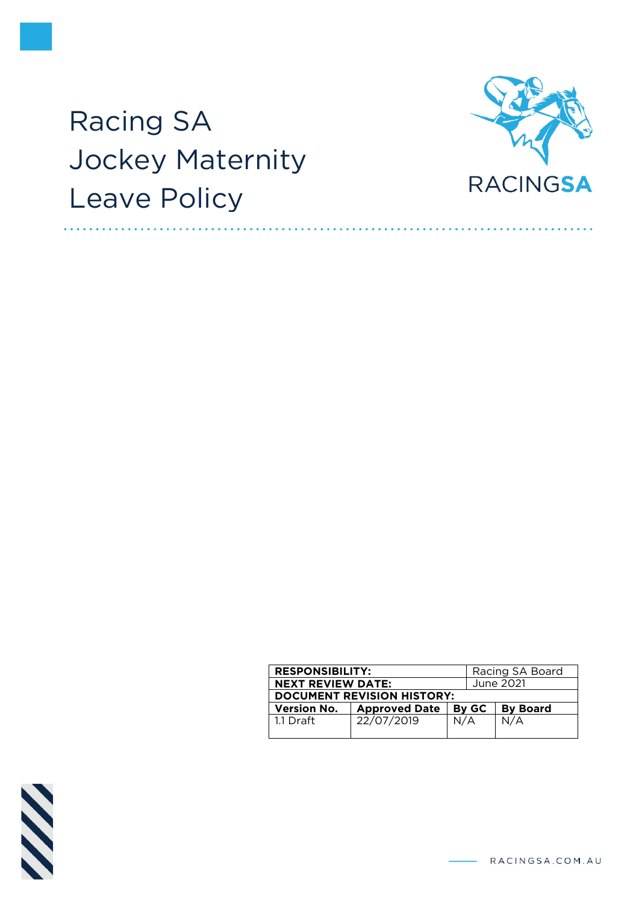# Racing SA Jockey Maternity Leave Policy

| RESPONSIBILITY: | | | Racing SA Board |
|---|---|---|---|
| NEXT REVIEW DATE: | | | June 2021 |
| DOCUMENT REVISION HISTORY: | | | |
| Version No. | Approved Date | By GC | By Board |
| 1.1 Draft | 22/07/2019 | N/A | N/A |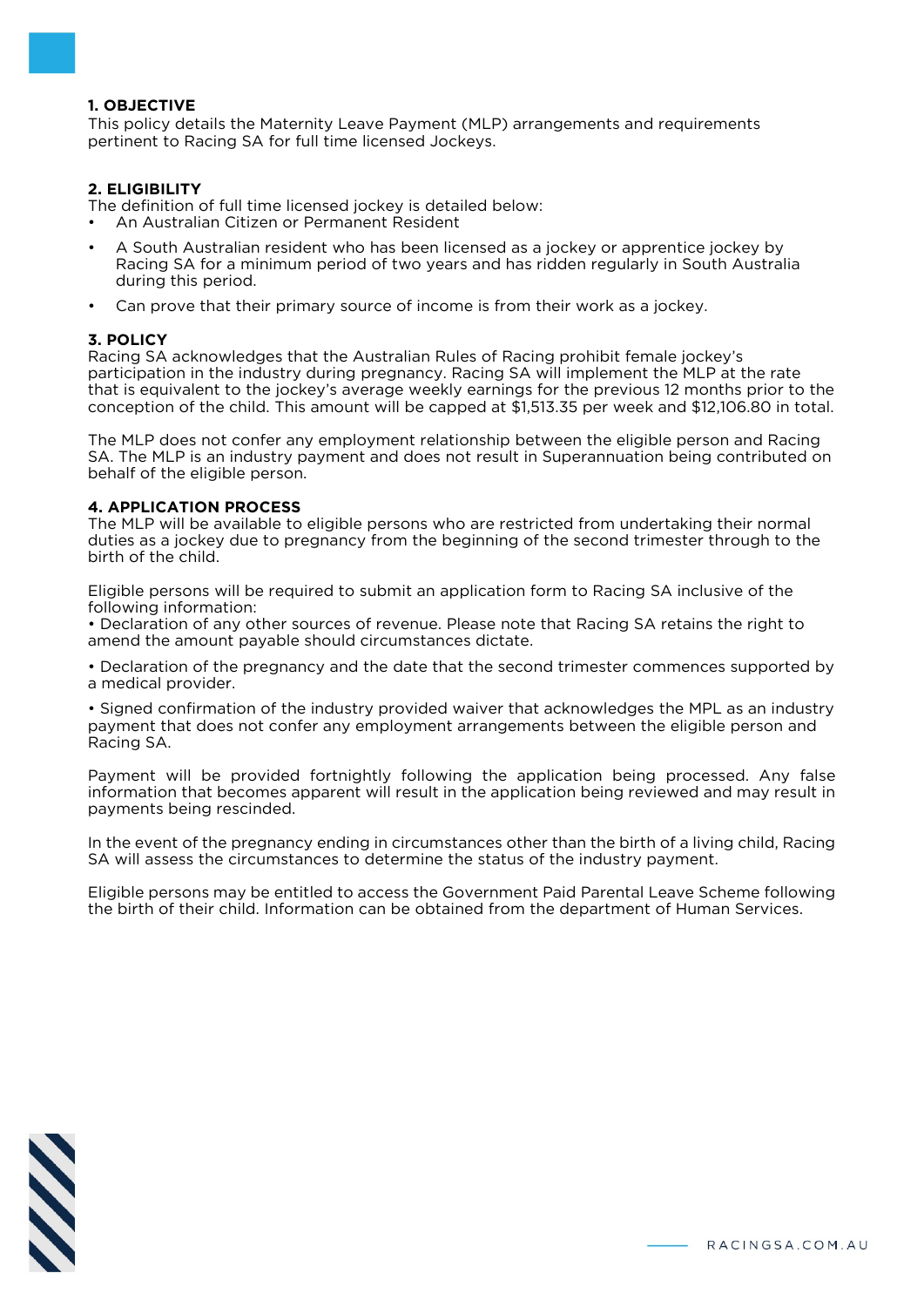## 1. OBJECTIVE

This policy details the Maternity Leave Payment (MLP) arrangements and requirements pertinent to Racing SA for full time licensed Jockeys.

## 2. ELIGIBILITY

The definition of full time licensed jockey is detailed below:

- An Australian Citizen or Permanent Resident
- A South Australian resident who has been licensed as a jockey or apprentice jockey by Racing SA for a minimum period of two years and has ridden regularly in South Australia during this period.
- Can prove that their primary source of income is from their work as a jockey.

## 3. POLICY

Racing SA acknowledges that the Australian Rules of Racing prohibit female jockey's participation in the industry during pregnancy. Racing SA will implement the MLP at the rate that is equivalent to the jockey's average weekly earnings for the previous 12 months prior to the conception of the child. This amount will be capped at $1,513.35 per week and $12,106.80 in total.

The MLP does not confer any employment relationship between the eligible person and Racing SA. The MLP is an industry payment and does not result in Superannuation being contributed on behalf of the eligible person.

## 4. APPLICATION PROCESS

The MLP will be available to eligible persons who are restricted from undertaking their normal duties as a jockey due to pregnancy from the beginning of the second trimester through to the birth of the child.

Eligible persons will be required to submit an application form to Racing SA inclusive of the following information:

- Declaration of any other sources of revenue. Please note that Racing SA retains the right to amend the amount payable should circumstances dictate.
- Declaration of the pregnancy and the date that the second trimester commences supported by a medical provider.
- Signed confirmation of the industry provided waiver that acknowledges the MPL as an industry payment that does not confer any employment arrangements between the eligible person and Racing SA.

Payment will be provided fortnightly following the application being processed. Any false information that becomes apparent will result in the application being reviewed and may result in payments being rescinded.

In the event of the pregnancy ending in circumstances other than the birth of a living child, Racing SA will assess the circumstances to determine the status of the industry payment.

Eligible persons may be entitled to access the Government Paid Parental Leave Scheme following the birth of their child. Information can be obtained from the department of Human Services.